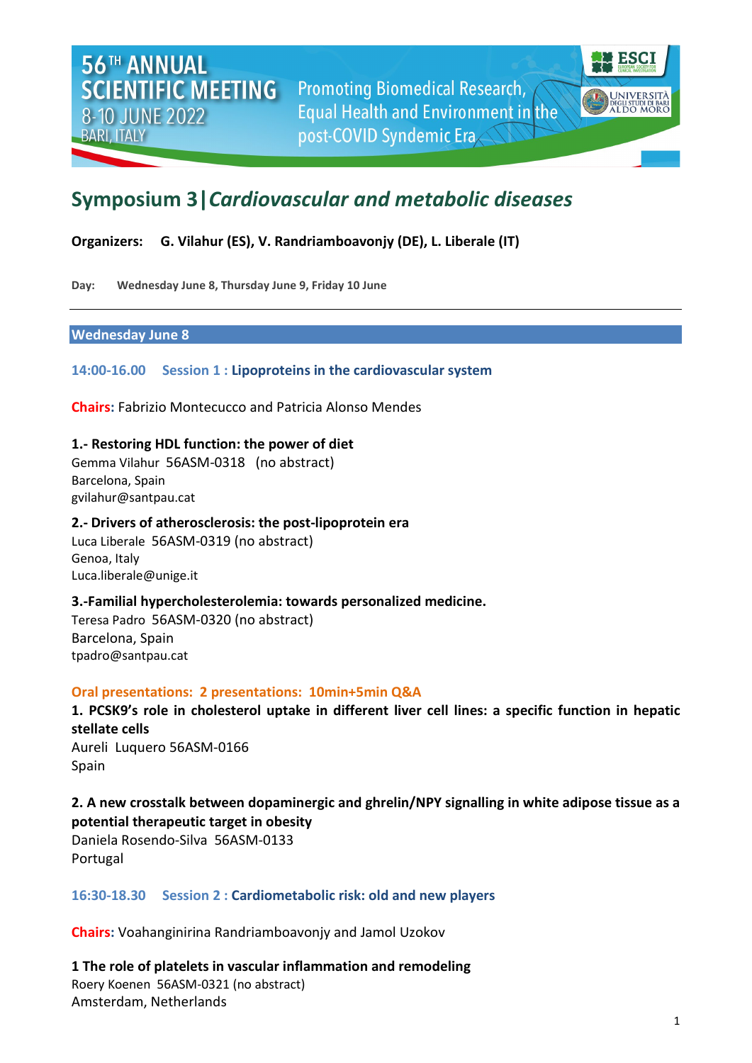# 56TH ANNUAL SCIENTIFIC MEETING

8-10 JUNE 2022

BARI, ITALY

Promoting Biomedical Research, Equal Health and Environment in the post-COVID Syndemic Era

## Symposium 3|*Cardiovascular and metabolic diseases*

**Organizers:** **G. Vilahur (ES), V. Randriamboavonjy (DE), L. Liberale (IT)**

**Day:** **Wednesday June 8, Thursday June 9, Friday 10 June**

---

### Wednesday June 8

**14:00-16.00 Session 1 : Lipoproteins in the cardiovascular system**

**Chairs:** Fabrizio Montecucco and Patricia Alonso Mendes

**1.- Restoring HDL function: the power of diet**
Gemma Vilahur 56ASM-0318 (no abstract)
Barcelona, Spain
gvilahur@santpau.cat

**2.- Drivers of atherosclerosis: the post-lipoprotein era**
Luca Liberale 56ASM-0319 (no abstract)
Genoa, Italy
Luca.liberale@unige.it

**3.-Familial hypercholesterolemia: towards personalized medicine.**
Teresa Padro 56ASM-0320 (no abstract)
Barcelona, Spain
tpadro@santpau.cat

**Oral presentations: 2 presentations: 10min+5min Q&A**

**1. PCSK9's role in cholesterol uptake in different liver cell lines: a specific function in hepatic stellate cells**
Aureli Luquero 56ASM-0166
Spain

**2. A new crosstalk between dopaminergic and ghrelin/NPY signalling in white adipose tissue as a potential therapeutic target in obesity**
Daniela Rosendo-Silva 56ASM-0133
Portugal

**16:30-18.30 Session 2 : Cardiometabolic risk: old and new players**

**Chairs:** Voahanginirina Randriamboavonjy and Jamol Uzokov

**1 The role of platelets in vascular inflammation and remodeling**
Roery Koenen 56ASM-0321 (no abstract)
Amsterdam, Netherlands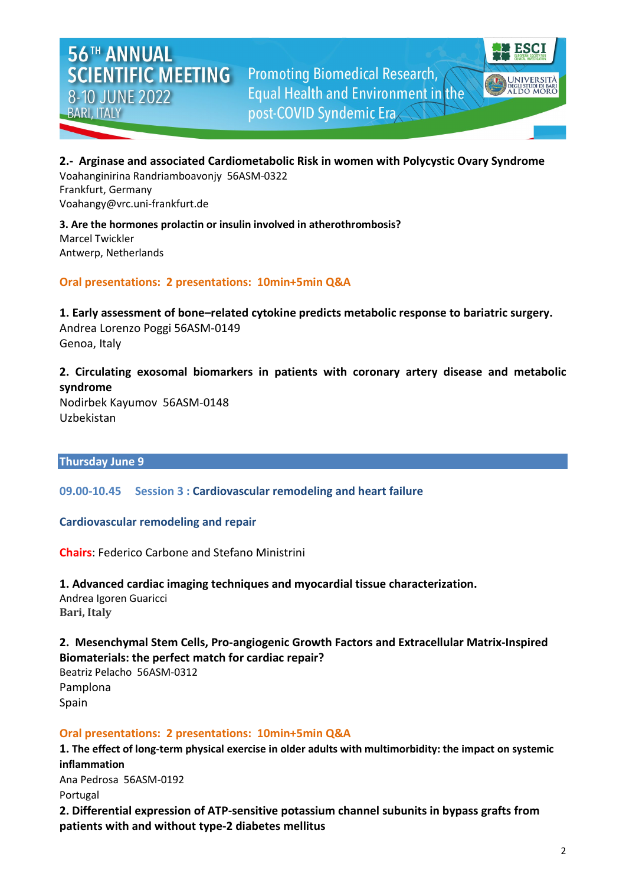**2.- Arginase and associated Cardiometabolic Risk in women with Polycystic Ovary Syndrome**
Voahanginirina Randriamboavonjy 56ASM-0322
Frankfurt, Germany
Voahangy@vrc.uni-frankfurt.de

**3. Are the hormones prolactin or insulin involved in atherothrombosis?**
Marcel Twickler
Antwerp, Netherlands

**Oral presentations: 2 presentations: 10min+5min Q&A**

**1. Early assessment of bone–related cytokine predicts metabolic response to bariatric surgery.**
Andrea Lorenzo Poggi 56ASM-0149
Genoa, Italy

**2. Circulating exosomal biomarkers in patients with coronary artery disease and metabolic syndrome**
Nodirbek Kayumov 56ASM-0148
Uzbekistan

## Thursday June 9

### 09.00-10.45 Session 3 : Cardiovascular remodeling and heart failure

**Cardiovascular remodeling and repair**

**Chairs**: Federico Carbone and Stefano Ministrini

**1. Advanced cardiac imaging techniques and myocardial tissue characterization.**
Andrea Igoren Guaricci
**Bari, Italy**

**2. Mesenchymal Stem Cells, Pro-angiogenic Growth Factors and Extracellular Matrix-Inspired Biomaterials: the perfect match for cardiac repair?**
Beatriz Pelacho 56ASM-0312
Pamplona
Spain

**Oral presentations: 2 presentations: 10min+5min Q&A**

**1. The effect of long-term physical exercise in older adults with multimorbidity: the impact on systemic inflammation**
Ana Pedrosa 56ASM-0192
Portugal

**2. Differential expression of ATP-sensitive potassium channel subunits in bypass grafts from patients with and without type-2 diabetes mellitus**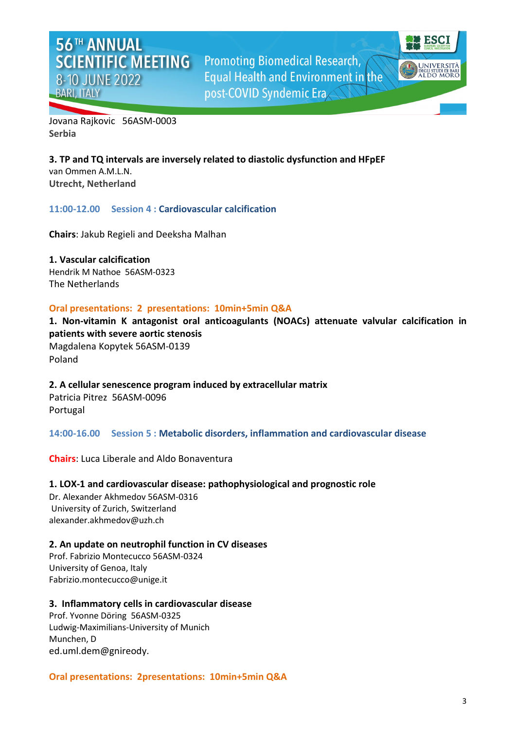Jovana Rajkovic   56ASM-0003
**Serbia**

**3. TP and TQ intervals are inversely related to diastolic dysfunction and HFpEF**
van Ommen A.M.L.N.
**Utrecht, Netherland**

### 11:00-12.00     Session 4 : Cardiovascular calcification

**Chairs**: Jakub Regieli and Deeksha Malhan

**1. Vascular calcification**
Hendrik M Nathoe  56ASM-0323
The Netherlands

**Oral presentations:  2  presentations:  10min+5min Q&A**

**1. Non-vitamin K antagonist oral anticoagulants (NOACs) attenuate valvular calcification in patients with severe aortic stenosis**
Magdalena Kopytek 56ASM-0139
Poland

**2. A cellular senescence program induced by extracellular matrix**
Patricia Pitrez  56ASM-0096
Portugal

### 14:00-16.00     Session 5 : Metabolic disorders, inflammation and cardiovascular disease

**Chairs**: Luca Liberale and Aldo Bonaventura

**1. LOX-1 and cardiovascular disease: pathophysiological and prognostic role**
Dr. Alexander Akhmedov 56ASM-0316
University of Zurich, Switzerland
alexander.akhmedov@uzh.ch

**2. An update on neutrophil function in CV diseases**
Prof. Fabrizio Montecucco 56ASM-0324
University of Genoa, Italy
Fabrizio.montecucco@unige.it

**3.  Inflammatory cells in cardiovascular disease**
Prof. Yvonne Döring  56ASM-0325
Ludwig-Maximilians-University of Munich
Munchen, D
ed.uml.dem@gnireody.

**Oral presentations:  2presentations:  10min+5min Q&A**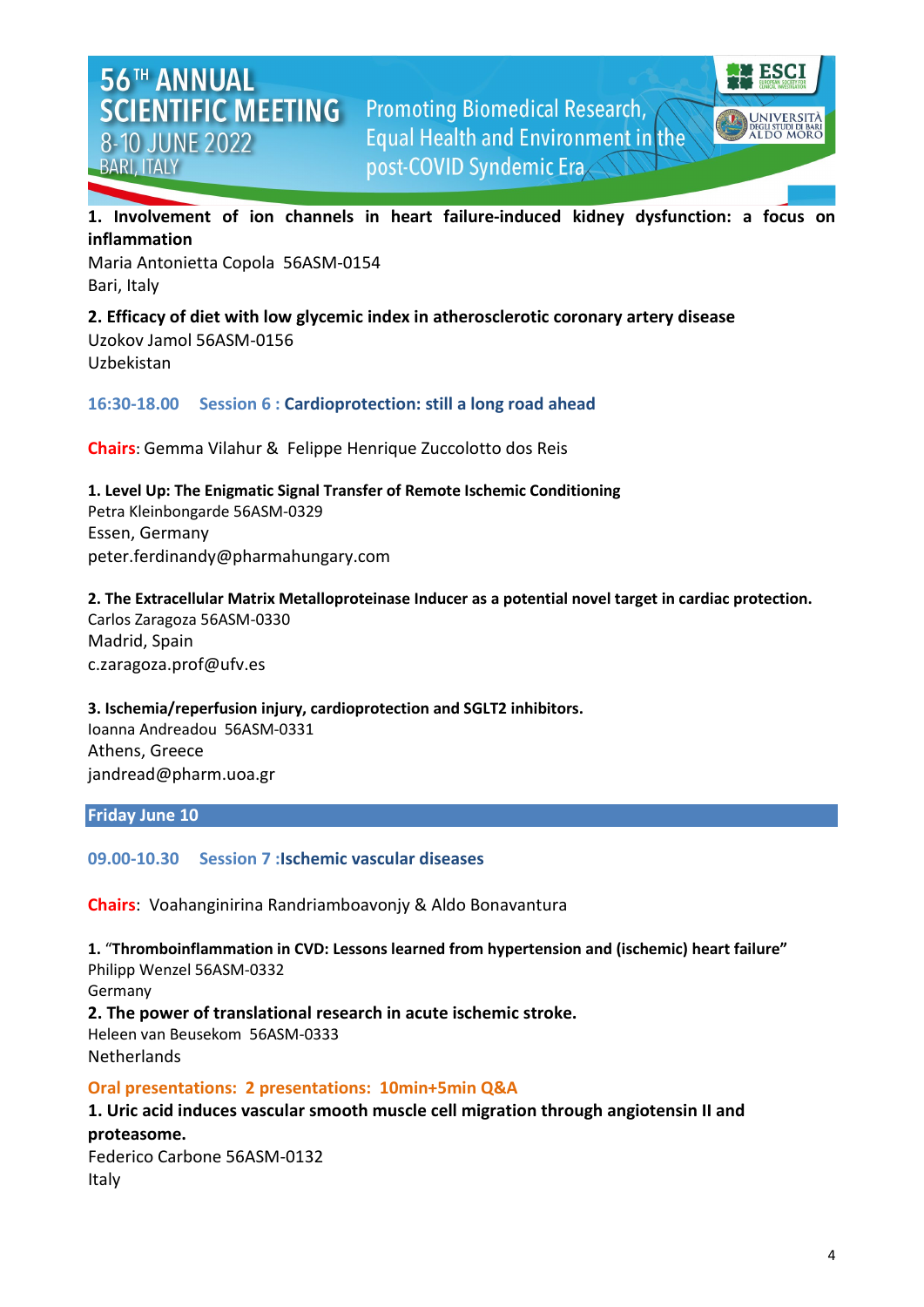**1. Involvement of ion channels in heart failure-induced kidney dysfunction: a focus on inflammation**
Maria Antonietta Copola 56ASM-0154
Bari, Italy

**2. Efficacy of diet with low glycemic index in atherosclerotic coronary artery disease**
Uzokov Jamol 56ASM-0156
Uzbekistan

### 16:30-18.00 Session 6 : Cardioprotection: still a long road ahead

**Chairs**: Gemma Vilahur & Felippe Henrique Zuccolotto dos Reis

**1. Level Up: The Enigmatic Signal Transfer of Remote Ischemic Conditioning**
Petra Kleinbongarde 56ASM-0329
Essen, Germany
peter.ferdinandy@pharmahungary.com

**2. The Extracellular Matrix Metalloproteinase Inducer as a potential novel target in cardiac protection.**
Carlos Zaragoza 56ASM-0330
Madrid, Spain
c.zaragoza.prof@ufv.es

**3. Ischemia/reperfusion injury, cardioprotection and SGLT2 inhibitors.**
Ioanna Andreadou 56ASM-0331
Athens, Greece
jandread@pharm.uoa.gr

## Friday June 10

### 09.00-10.30 Session 7 :Ischemic vascular diseases

**Chairs**: Voahanginirina Randriamboavonjy & Aldo Bonavantura

**1.** “**Thromboinflammation in CVD: Lessons learned from hypertension and (ischemic) heart failure”**
Philipp Wenzel 56ASM-0332
Germany

**2. The power of translational research in acute ischemic stroke.**
Heleen van Beusekom 56ASM-0333
Netherlands

**Oral presentations: 2 presentations: 10min+5min Q&A**

**1. Uric acid induces vascular smooth muscle cell migration through angiotensin II and proteasome.**
Federico Carbone 56ASM-0132
Italy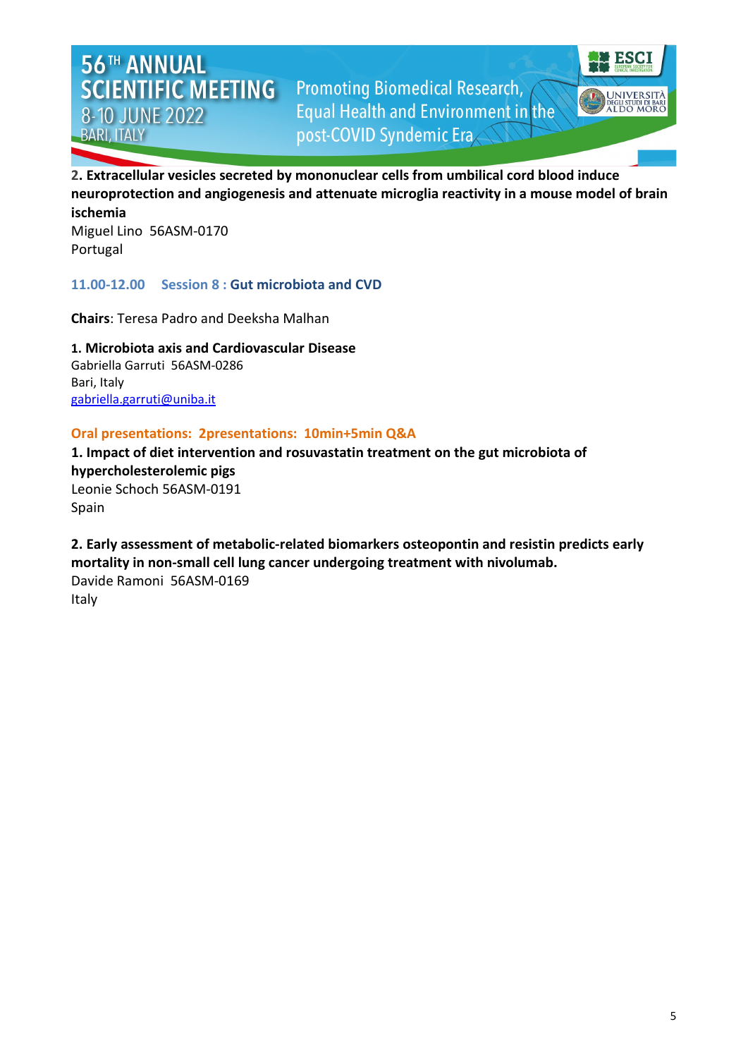**2. Extracellular vesicles secreted by mononuclear cells from umbilical cord blood induce neuroprotection and angiogenesis and attenuate microglia reactivity in a mouse model of brain ischemia**
Miguel Lino 56ASM-0170
Portugal

### 11.00-12.00 Session 8 : Gut microbiota and CVD

**Chairs**: Teresa Padro and Deeksha Malhan

**1. Microbiota axis and Cardiovascular Disease**
Gabriella Garruti 56ASM-0286
Bari, Italy
gabriella.garruti@uniba.it

**Oral presentations: 2presentations: 10min+5min Q&A**

**1. Impact of diet intervention and rosuvastatin treatment on the gut microbiota of hypercholesterolemic pigs**
Leonie Schoch 56ASM-0191
Spain

**2. Early assessment of metabolic-related biomarkers osteopontin and resistin predicts early mortality in non-small cell lung cancer undergoing treatment with nivolumab.**
Davide Ramoni 56ASM-0169
Italy